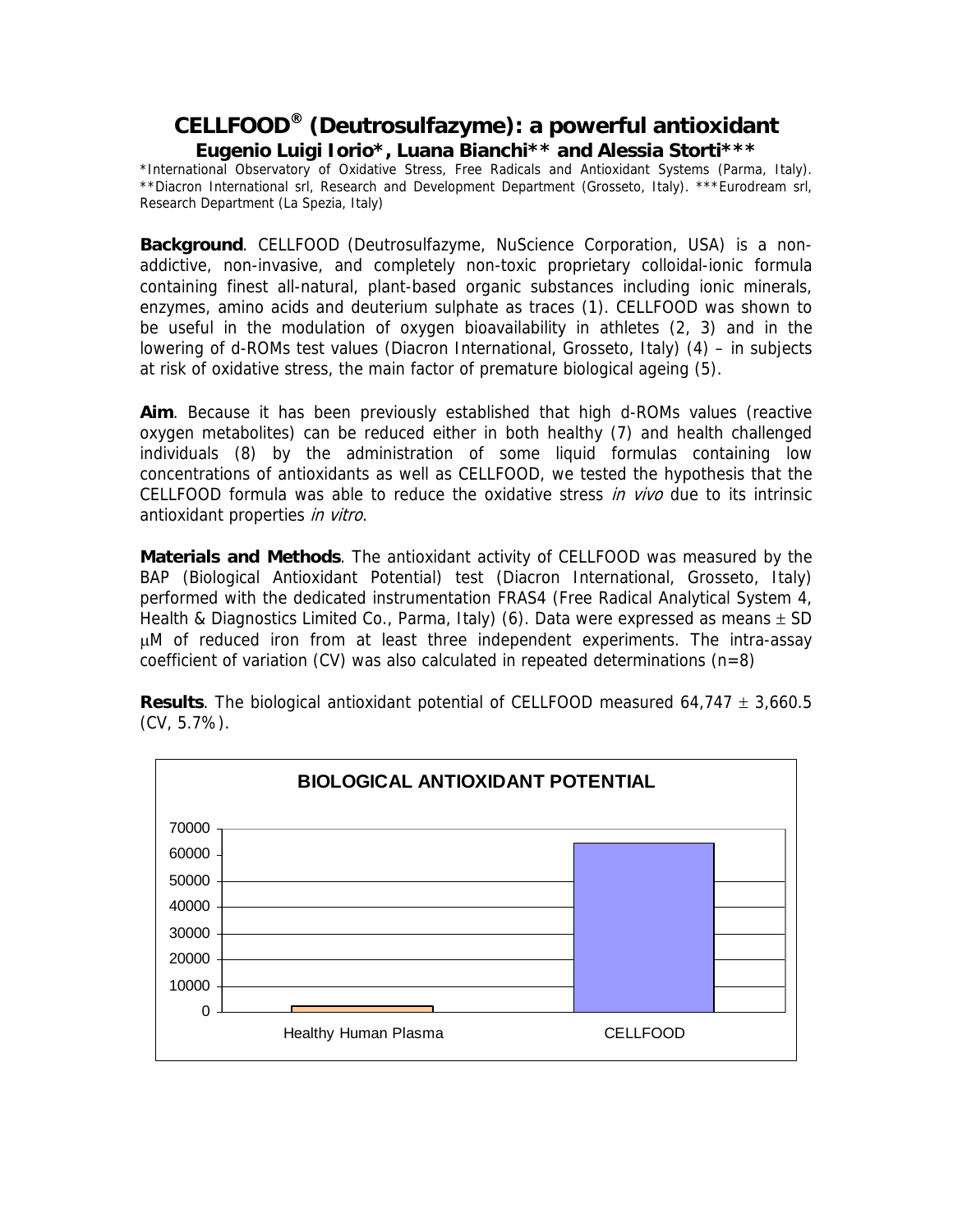# CELLFOOD® (Deutrosulfazyme): a powerful antioxidant

**Eugenio Luigi Iorio\*, Luana Bianchi\*\* and Alessia Storti\*\*\***

\*International Observatory of Oxidative Stress, Free Radicals and Antioxidant Systems (Parma, Italy). \*\*Diacron International srl, Research and Development Department (Grosseto, Italy). \*\*\*Eurodream srl, Research Department (La Spezia, Italy)

**Background**. CELLFOOD (Deutrosulfazyme, NuScience Corporation, USA) is a non-addictive, non-invasive, and completely non-toxic proprietary colloidal-ionic formula containing finest all-natural, plant-based organic substances including ionic minerals, enzymes, amino acids and deuterium sulphate as traces (1). CELLFOOD was shown to be useful in the modulation of oxygen bioavailability in athletes (2, 3) and in the lowering of d-ROMs test values (Diacron International, Grosseto, Italy) (4) – in subjects at risk of oxidative stress, the main factor of premature biological ageing (5).

**Aim**. Because it has been previously established that high d-ROMs values (reactive oxygen metabolites) can be reduced either in both healthy (7) and health challenged individuals (8) by the administration of some liquid formulas containing low concentrations of antioxidants as well as CELLFOOD, we tested the hypothesis that the CELLFOOD formula was able to reduce the oxidative stress *in vivo* due to its intrinsic antioxidant properties *in vitro*.

**Materials and Methods**. The antioxidant activity of CELLFOOD was measured by the BAP (Biological Antioxidant Potential) test (Diacron International, Grosseto, Italy) performed with the dedicated instrumentation FRAS4 (Free Radical Analytical System 4, Health & Diagnostics Limited Co., Parma, Italy) (6). Data were expressed as means ± SD μM of reduced iron from at least three independent experiments. The intra-assay coefficient of variation (CV) was also calculated in repeated determinations (n=8)

**Results**. The biological antioxidant potential of CELLFOOD measured 64,747 ± 3,660.5 (CV, 5.7%).

**BIOLOGICAL ANTIOXIDANT POTENTIAL**

(Bar chart: y-axis 0–70000; categories: Healthy Human Plasma, CELLFOOD)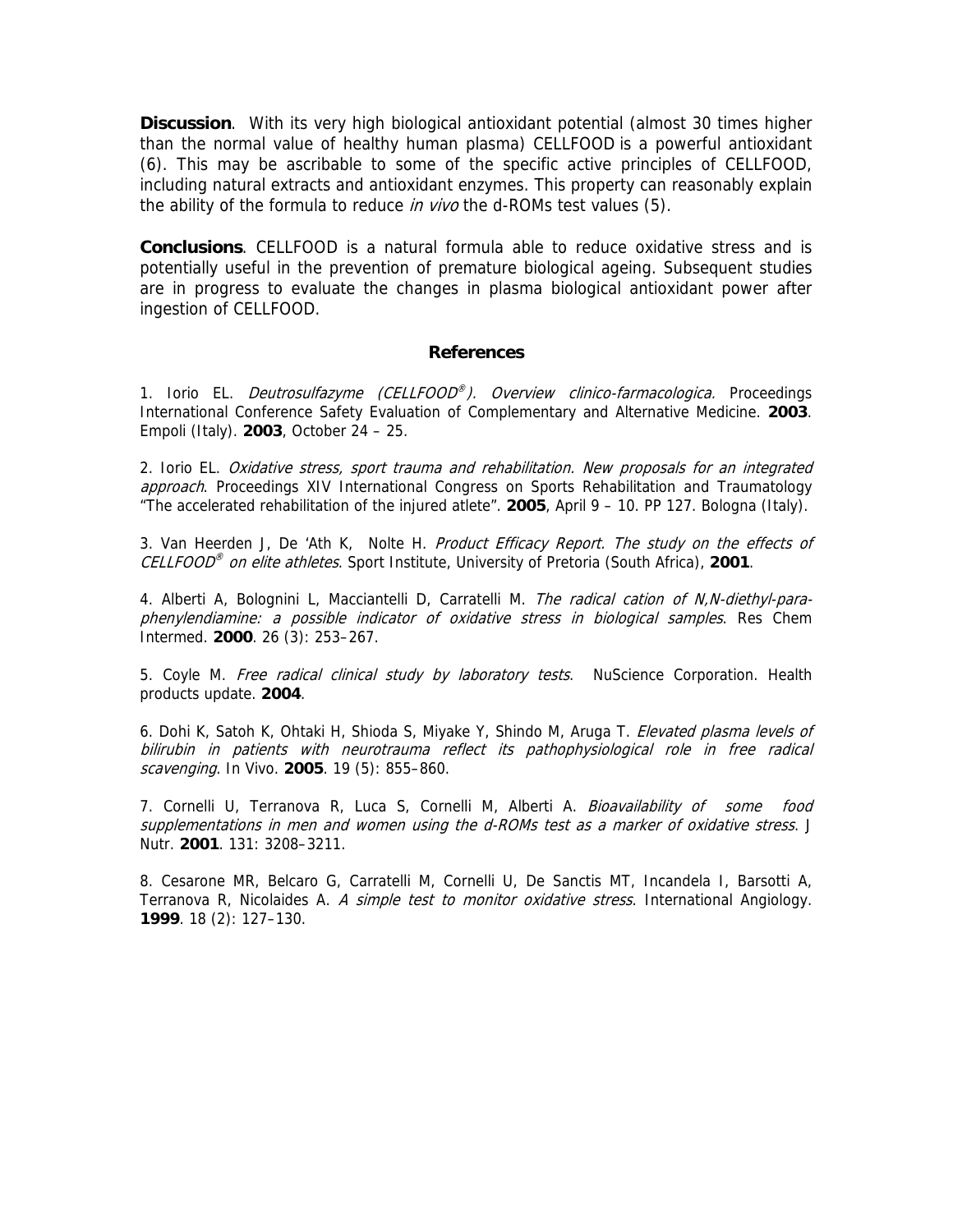**Discussion**. With its very high biological antioxidant potential (almost 30 times higher than the normal value of healthy human plasma) CELLFOOD is a powerful antioxidant (6). This may be ascribable to some of the specific active principles of CELLFOOD, including natural extracts and antioxidant enzymes. This property can reasonably explain the ability of the formula to reduce *in vivo* the d-ROMs test values (5).

**Conclusions**. CELLFOOD is a natural formula able to reduce oxidative stress and is potentially useful in the prevention of premature biological ageing. Subsequent studies are in progress to evaluate the changes in plasma biological antioxidant power after ingestion of CELLFOOD.

## References

1. Iorio EL. *Deutrosulfazyme (CELLFOOD®). Overview clinico-farmacologica.* Proceedings International Conference Safety Evaluation of Complementary and Alternative Medicine. **2003**. Empoli (Italy). **2003**, October 24 – 25.

2. Iorio EL. *Oxidative stress, sport trauma and rehabilitation. New proposals for an integrated approach*. Proceedings XIV International Congress on Sports Rehabilitation and Traumatology "The accelerated rehabilitation of the injured atlete". **2005**, April 9 – 10. PP 127. Bologna (Italy).

3. Van Heerden J, De 'Ath K, Nolte H. *Product Efficacy Report. The study on the effects of CELLFOOD® on elite athletes*. Sport Institute, University of Pretoria (South Africa), **2001**.

4. Alberti A, Bolognini L, Macciantelli D, Carratelli M. *The radical cation of N,N-diethyl-para-phenylendiamine: a possible indicator of oxidative stress in biological samples*. Res Chem Intermed. **2000**. 26 (3): 253–267.

5. Coyle M. *Free radical clinical study by laboratory tests*. NuScience Corporation. Health products update. **2004**.

6. Dohi K, Satoh K, Ohtaki H, Shioda S, Miyake Y, Shindo M, Aruga T. *Elevated plasma levels of bilirubin in patients with neurotrauma reflect its pathophysiological role in free radical scavenging*. In Vivo. **2005**. 19 (5): 855–860.

7. Cornelli U, Terranova R, Luca S, Cornelli M, Alberti A. *Bioavailability of some food supplementations in men and women using the d-ROMs test as a marker of oxidative stress*. J Nutr. **2001**. 131: 3208–3211.

8. Cesarone MR, Belcaro G, Carratelli M, Cornelli U, De Sanctis MT, Incandela I, Barsotti A, Terranova R, Nicolaides A. *A simple test to monitor oxidative stress*. International Angiology. **1999**. 18 (2): 127–130.